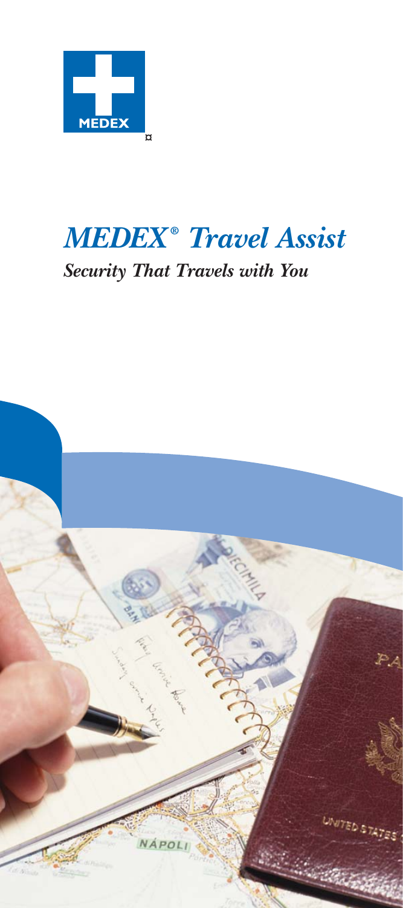MEDEX

# *MEDEX® Travel Assist*

## *Security That Travels with You*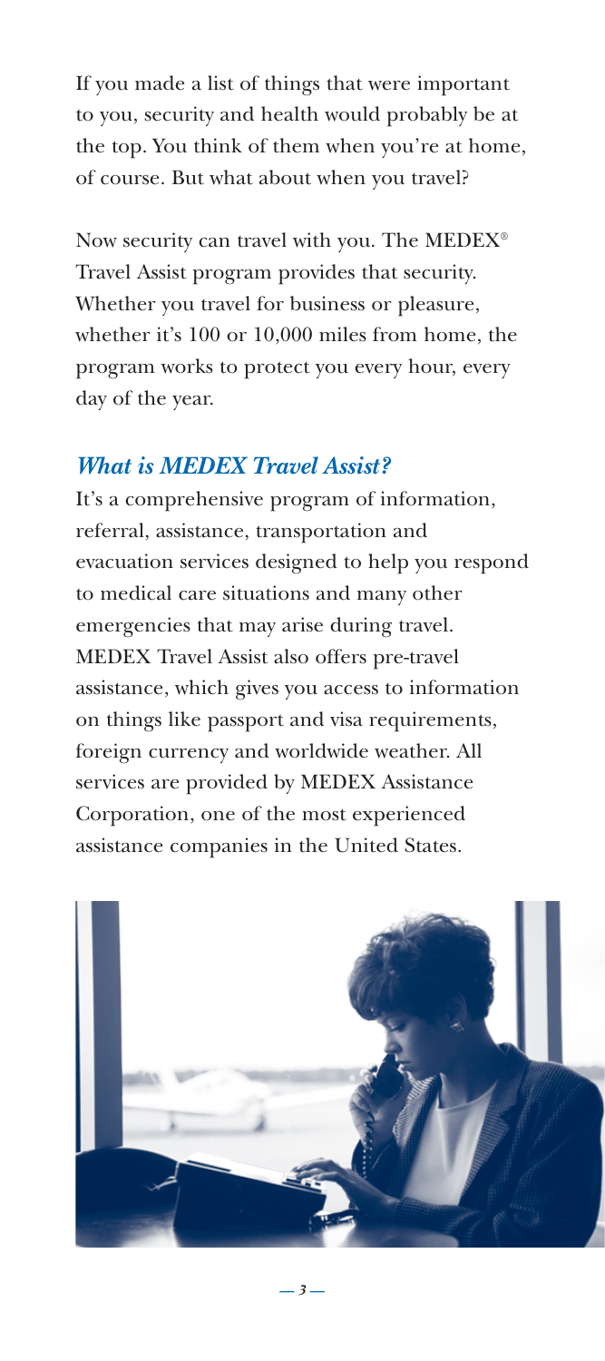If you made a list of things that were important to you, security and health would probably be at the top. You think of them when you're at home, of course. But what about when you travel?

Now security can travel with you. The MEDEX® Travel Assist program provides that security. Whether you travel for business or pleasure, whether it's 100 or 10,000 miles from home, the program works to protect you every hour, every day of the year.

## *What is MEDEX Travel Assist?*

It's a comprehensive program of information, referral, assistance, transportation and evacuation services designed to help you respond to medical care situations and many other emergencies that may arise during travel. MEDEX Travel Assist also offers pre-travel assistance, which gives you access to information on things like passport and visa requirements, foreign currency and worldwide weather. All services are provided by MEDEX Assistance Corporation, one of the most experienced assistance companies in the United States.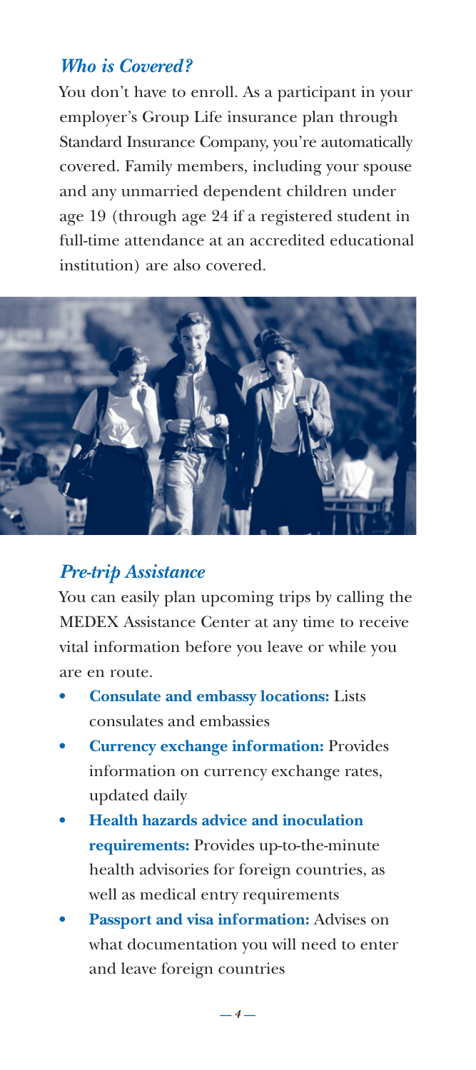## *Who is Covered?*

You don't have to enroll. As a participant in your employer's Group Life insurance plan through Standard Insurance Company, you're automatically covered. Family members, including your spouse and any unmarried dependent children under age 19 (through age 24 if a registered student in full-time attendance at an accredited educational institution) are also covered.

## *Pre-trip Assistance*

You can easily plan upcoming trips by calling the MEDEX Assistance Center at any time to receive vital information before you leave or while you are en route.

- **Consulate and embassy locations:** Lists consulates and embassies
- **Currency exchange information:** Provides information on currency exchange rates, updated daily
- **Health hazards advice and inoculation requirements:** Provides up-to-the-minute health advisories for foreign countries, as well as medical entry requirements
- **Passport and visa information:** Advises on what documentation you will need to enter and leave foreign countries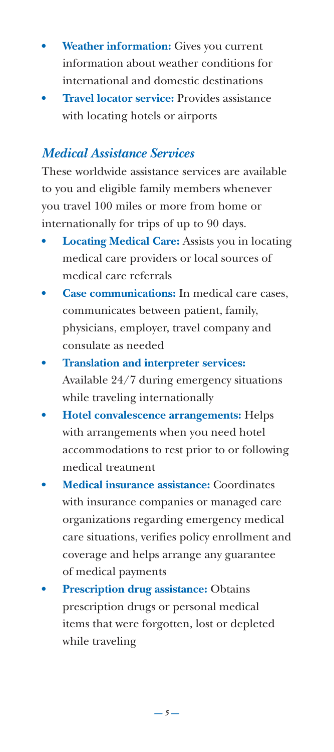- **Weather information:** Gives you current information about weather conditions for international and domestic destinations
- **Travel locator service:** Provides assistance with locating hotels or airports

## *Medical Assistance Services*

These worldwide assistance services are available to you and eligible family members whenever you travel 100 miles or more from home or internationally for trips of up to 90 days.

- **Locating Medical Care:** Assists you in locating medical care providers or local sources of medical care referrals
- **Case communications:** In medical care cases, communicates between patient, family, physicians, employer, travel company and consulate as needed
- **Translation and interpreter services:** Available 24/7 during emergency situations while traveling internationally
- **Hotel convalescence arrangements:** Helps with arrangements when you need hotel accommodations to rest prior to or following medical treatment
- **Medical insurance assistance:** Coordinates with insurance companies or managed care organizations regarding emergency medical care situations, verifies policy enrollment and coverage and helps arrange any guarantee of medical payments
- **Prescription drug assistance:** Obtains prescription drugs or personal medical items that were forgotten, lost or depleted while traveling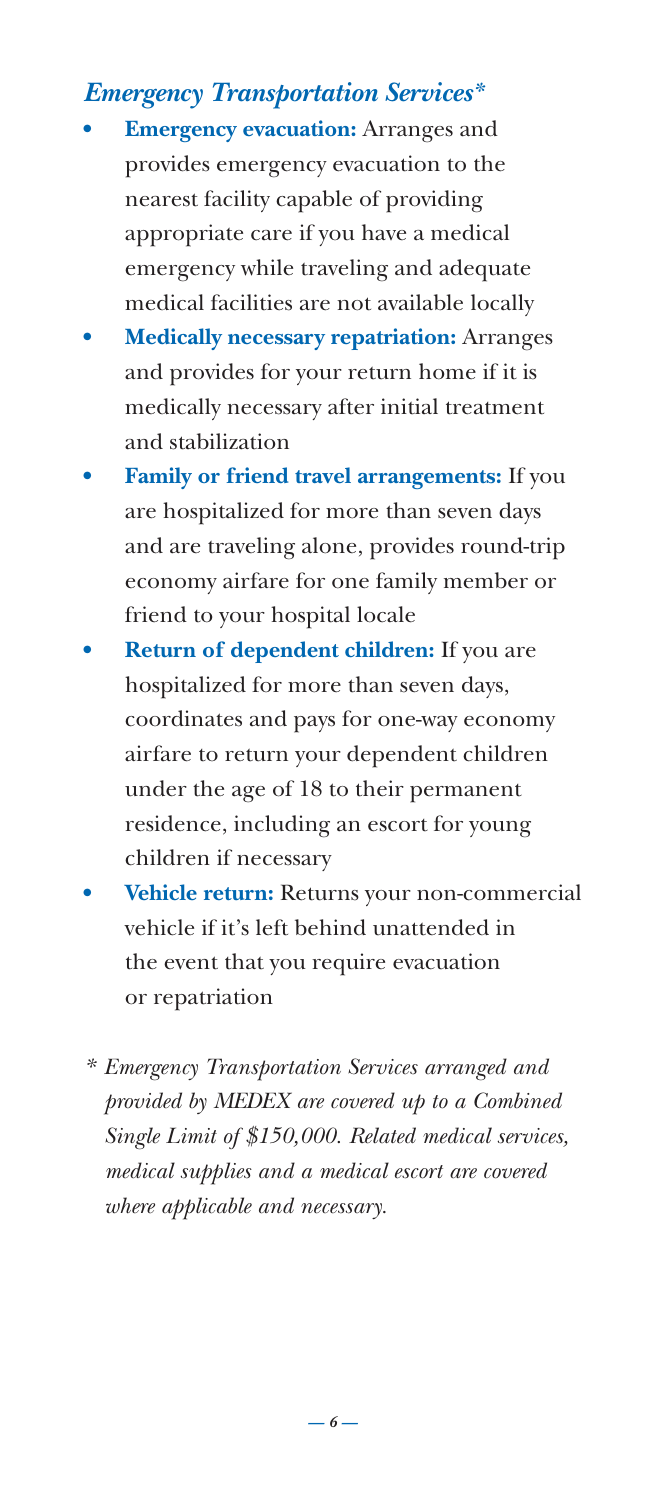## *Emergency Transportation Services**

- **Emergency evacuation:** Arranges and provides emergency evacuation to the nearest facility capable of providing appropriate care if you have a medical emergency while traveling and adequate medical facilities are not available locally
- **Medically necessary repatriation:** Arranges and provides for your return home if it is medically necessary after initial treatment and stabilization
- **Family or friend travel arrangements:** If you are hospitalized for more than seven days and are traveling alone, provides round-trip economy airfare for one family member or friend to your hospital locale
- **Return of dependent children:** If you are hospitalized for more than seven days, coordinates and pays for one-way economy airfare to return your dependent children under the age of 18 to their permanent residence, including an escort for young children if necessary
- **Vehicle return:** Returns your non-commercial vehicle if it's left behind unattended in the event that you require evacuation or repatriation

*\* Emergency Transportation Services arranged and provided by MEDEX are covered up to a Combined Single Limit of $150,000. Related medical services, medical supplies and a medical escort are covered where applicable and necessary.*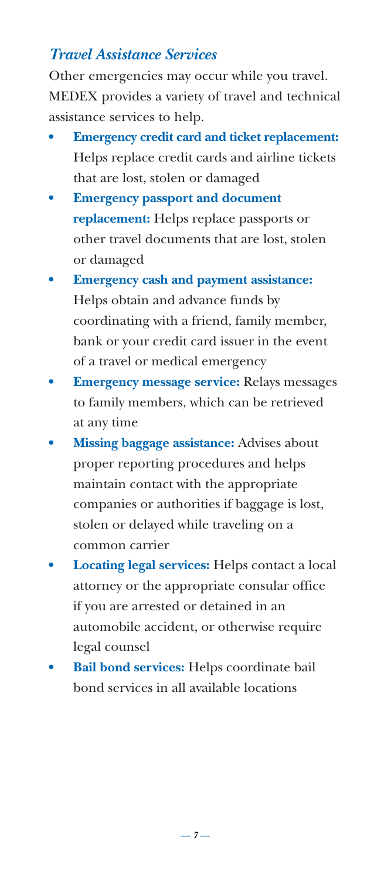### *Travel Assistance Services*

Other emergencies may occur while you travel. MEDEX provides a variety of travel and technical assistance services to help.

- **Emergency credit card and ticket replacement:** Helps replace credit cards and airline tickets that are lost, stolen or damaged
- **Emergency passport and document replacement:** Helps replace passports or other travel documents that are lost, stolen or damaged
- **Emergency cash and payment assistance:** Helps obtain and advance funds by coordinating with a friend, family member, bank or your credit card issuer in the event of a travel or medical emergency
- **Emergency message service:** Relays messages to family members, which can be retrieved at any time
- **Missing baggage assistance:** Advises about proper reporting procedures and helps maintain contact with the appropriate companies or authorities if baggage is lost, stolen or delayed while traveling on a common carrier
- **Locating legal services:** Helps contact a local attorney or the appropriate consular office if you are arrested or detained in an automobile accident, or otherwise require legal counsel
- **Bail bond services:** Helps coordinate bail bond services in all available locations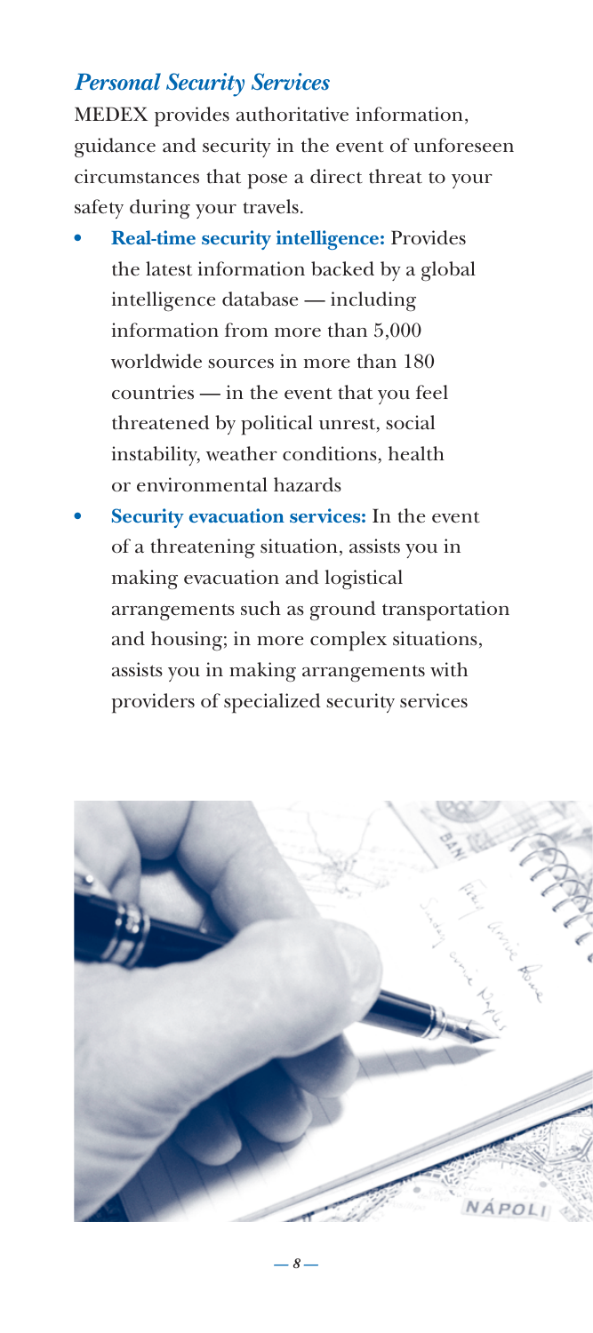## *Personal Security Services*

MEDEX provides authoritative information, guidance and security in the event of unforeseen circumstances that pose a direct threat to your safety during your travels.

- **Real-time security intelligence:** Provides the latest information backed by a global intelligence database — including information from more than 5,000 worldwide sources in more than 180 countries — in the event that you feel threatened by political unrest, social instability, weather conditions, health or environmental hazards
- **Security evacuation services:** In the event of a threatening situation, assists you in making evacuation and logistical arrangements such as ground transportation and housing; in more complex situations, assists you in making arrangements with providers of specialized security services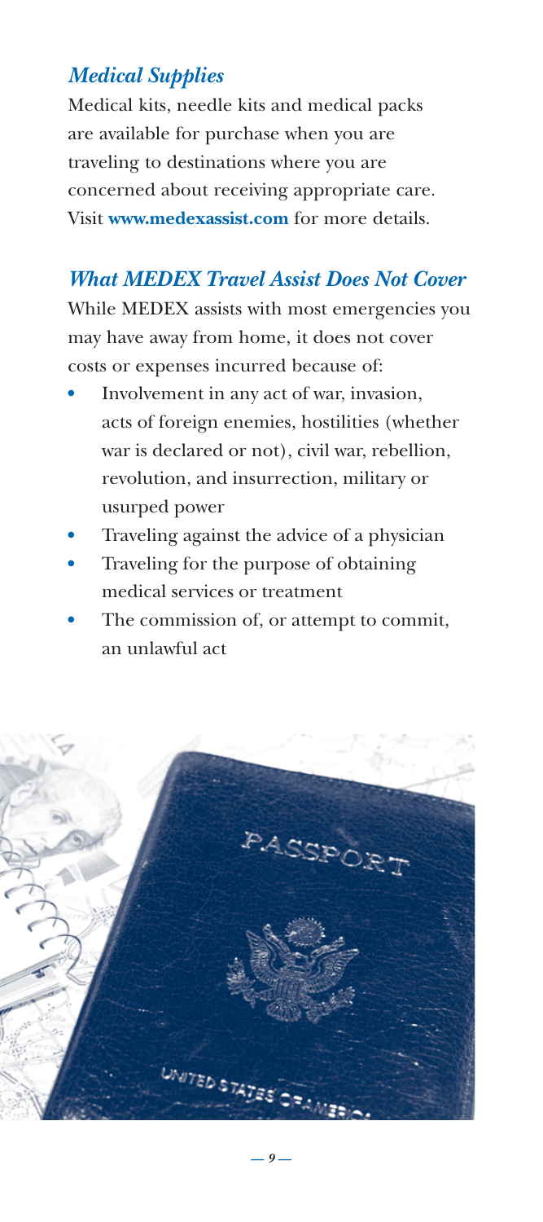### *Medical Supplies*

Medical kits, needle kits and medical packs are available for purchase when you are traveling to destinations where you are concerned about receiving appropriate care. Visit **www.medexassist.com** for more details.

### *What MEDEX Travel Assist Does Not Cover*

While MEDEX assists with most emergencies you may have away from home, it does not cover costs or expenses incurred because of:

- Involvement in any act of war, invasion, acts of foreign enemies, hostilities (whether war is declared or not), civil war, rebellion, revolution, and insurrection, military or usurped power
- Traveling against the advice of a physician
- Traveling for the purpose of obtaining medical services or treatment
- The commission of, or attempt to commit, an unlawful act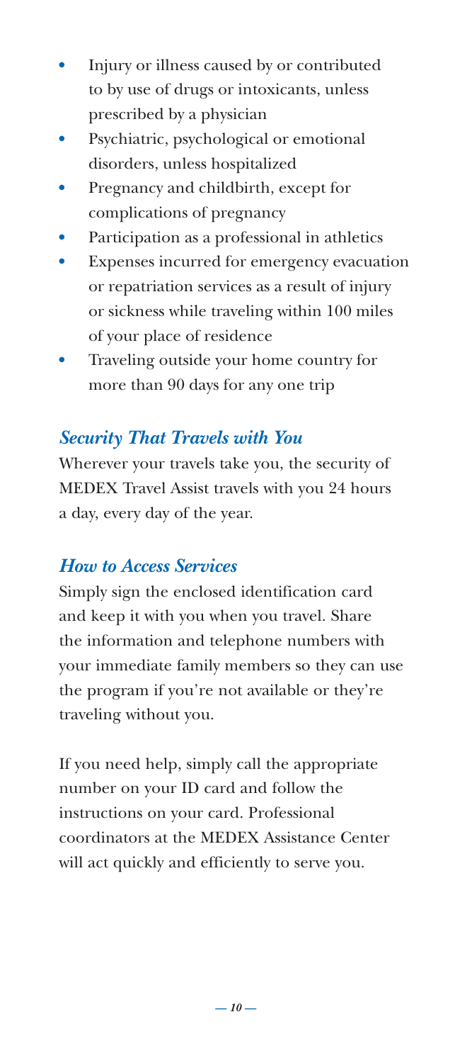- Injury or illness caused by or contributed to by use of drugs or intoxicants, unless prescribed by a physician
- Psychiatric, psychological or emotional disorders, unless hospitalized
- Pregnancy and childbirth, except for complications of pregnancy
- Participation as a professional in athletics
- Expenses incurred for emergency evacuation or repatriation services as a result of injury or sickness while traveling within 100 miles of your place of residence
- Traveling outside your home country for more than 90 days for any one trip

### *Security That Travels with You*

Wherever your travels take you, the security of MEDEX Travel Assist travels with you 24 hours a day, every day of the year.

### *How to Access Services*

Simply sign the enclosed identification card and keep it with you when you travel. Share the information and telephone numbers with your immediate family members so they can use the program if you're not available or they're traveling without you.

If you need help, simply call the appropriate number on your ID card and follow the instructions on your card. Professional coordinators at the MEDEX Assistance Center will act quickly and efficiently to serve you.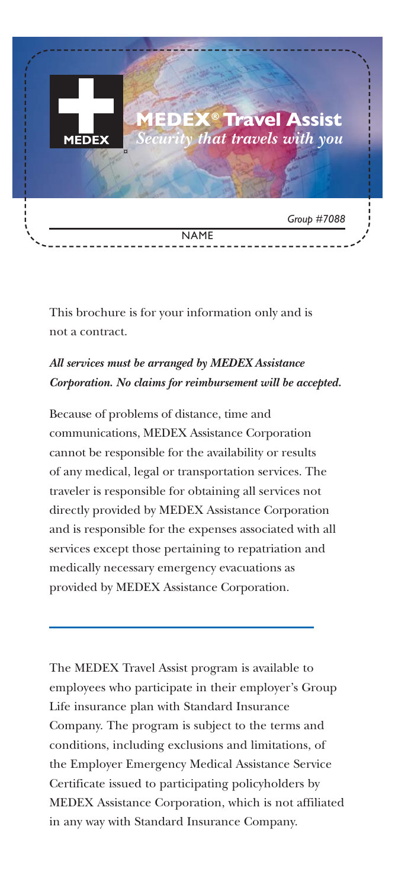**MEDEX® Travel Assist**

*Security that travels with you*

Group #7088

NAME

This brochure is for your information only and is not a contract.

***All services must be arranged by MEDEX Assistance Corporation. No claims for reimbursement will be accepted.***

Because of problems of distance, time and communications, MEDEX Assistance Corporation cannot be responsible for the availability or results of any medical, legal or transportation services. The traveler is responsible for obtaining all services not directly provided by MEDEX Assistance Corporation and is responsible for the expenses associated with all services except those pertaining to repatriation and medically necessary emergency evacuations as provided by MEDEX Assistance Corporation.

---

The MEDEX Travel Assist program is available to employees who participate in their employer's Group Life insurance plan with Standard Insurance Company. The program is subject to the terms and conditions, including exclusions and limitations, of the Employer Emergency Medical Assistance Service Certificate issued to participating policyholders by MEDEX Assistance Corporation, which is not affiliated in any way with Standard Insurance Company.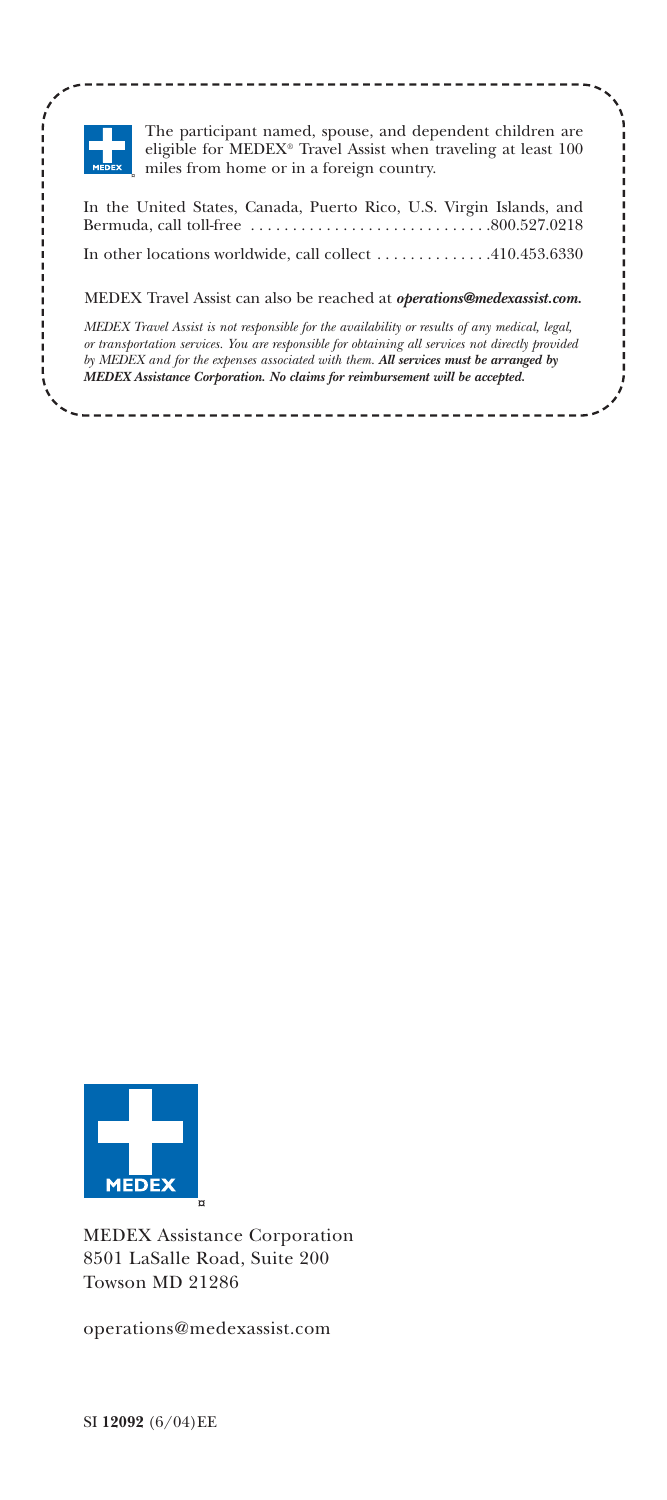The participant named, spouse, and dependent children are eligible for MEDEX® Travel Assist when traveling at least 100 miles from home or in a foreign country.

In the United States, Canada, Puerto Rico, U.S. Virgin Islands, and Bermuda, call toll-free . . . . . . . . . . . . . . . . . . . . . . . . . . . .800.527.0218

In other locations worldwide, call collect . . . . . . . . . . . . . .410.453.6330

MEDEX Travel Assist can also be reached at ***operations@medexassist.com.***

*MEDEX Travel Assist is not responsible for the availability or results of any medical, legal, or transportation services. You are responsible for obtaining all services not directly provided by MEDEX and for the expenses associated with them.* ***All services must be arranged by MEDEX Assistance Corporation. No claims for reimbursement will be accepted.***

MEDEX Assistance Corporation
8501 LaSalle Road, Suite 200
Towson MD 21286

operations@medexassist.com

SI **12092** (6/04)EE